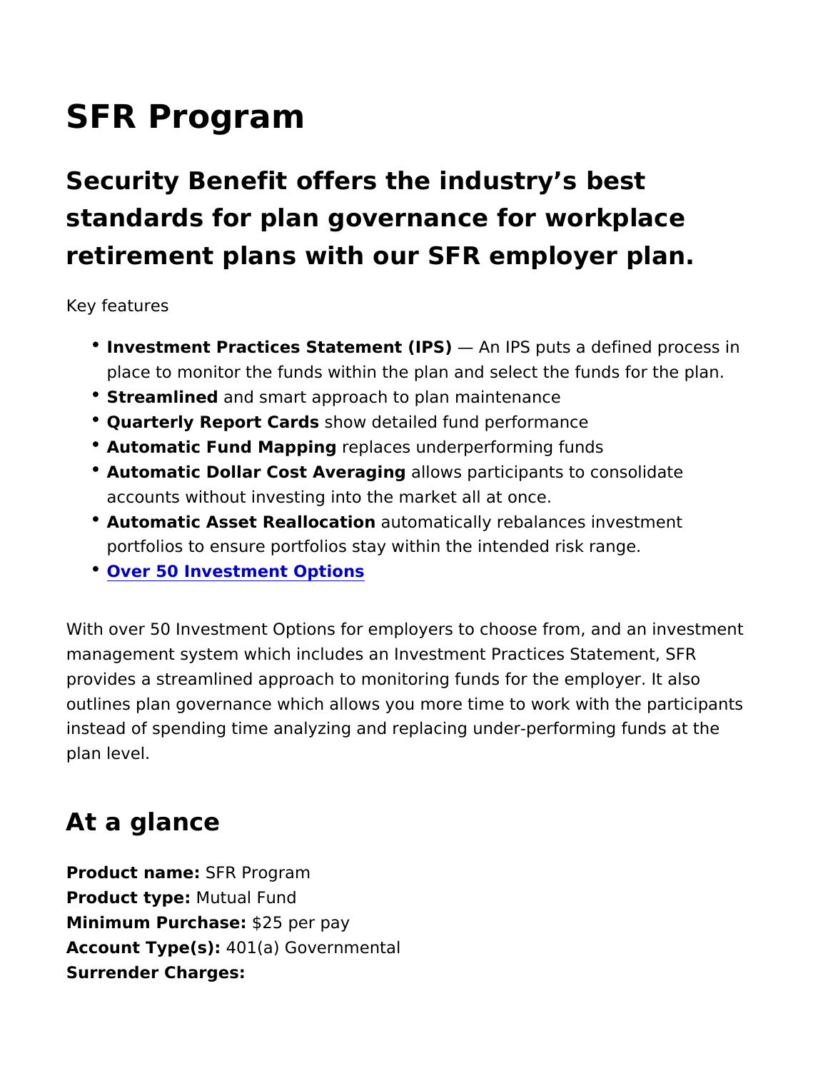# SFR Program

## Security Benefit offers the industry's best standards for plan governance for workplace retirement plans with our SFR employer plan.

Key features

- **Investment Practices Statement (IPS)** — An IPS puts a defined process in place to monitor the funds within the plan and select the funds for the plan.
- **Streamlined** and smart approach to plan maintenance
- **Quarterly Report Cards** show detailed fund performance
- **Automatic Fund Mapping** replaces underperforming funds
- **Automatic Dollar Cost Averaging** allows participants to consolidate accounts without investing into the market all at once.
- **Automatic Asset Reallocation** automatically rebalances investment portfolios to ensure portfolios stay within the intended risk range.
- **Over 50 Investment Options**

With over 50 Investment Options for employers to choose from, and an investment management system which includes an Investment Practices Statement, SFR provides a streamlined approach to monitoring funds for the employer. It also outlines plan governance which allows you more time to work with the participants instead of spending time analyzing and replacing under-performing funds at the plan level.

## At a glance

**Product name:** SFR Program
**Product type:** Mutual Fund
**Minimum Purchase:** $25 per pay
**Account Type(s):** 401(a) Governmental
**Surrender Charges:**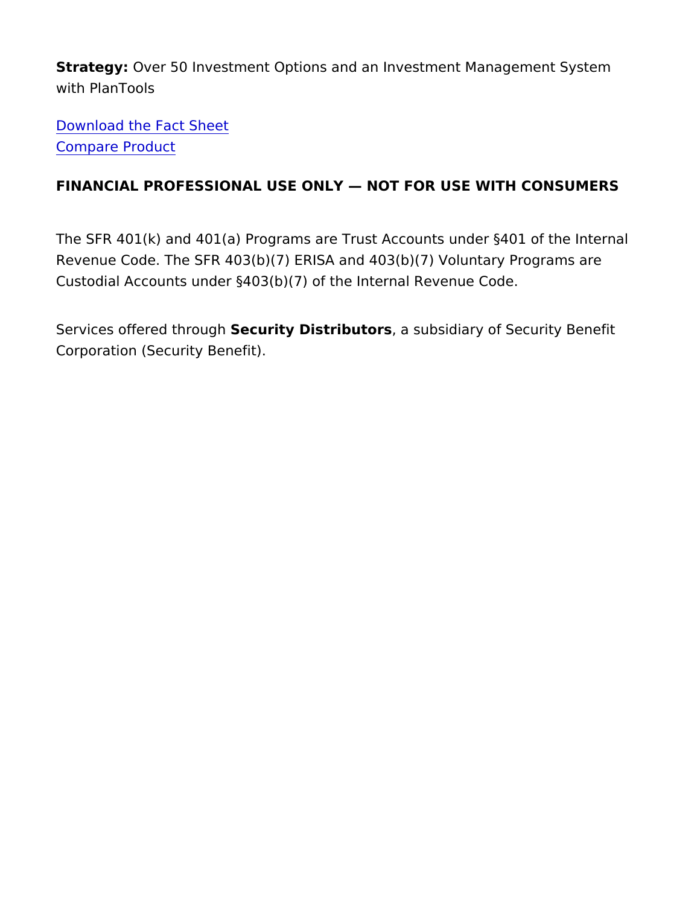**Strategy:** Over 50 Investment Options and an Investment Management System with PlanTools

Download the Fact Sheet
Compare Product

**FINANCIAL PROFESSIONAL USE ONLY — NOT FOR USE WITH CONSUMERS**

The SFR 401(k) and 401(a) Programs are Trust Accounts under §401 of the Internal Revenue Code. The SFR 403(b)(7) ERISA and 403(b)(7) Voluntary Programs are Custodial Accounts under §403(b)(7) of the Internal Revenue Code.

Services offered through **Security Distributors**, a subsidiary of Security Benefit Corporation (Security Benefit).